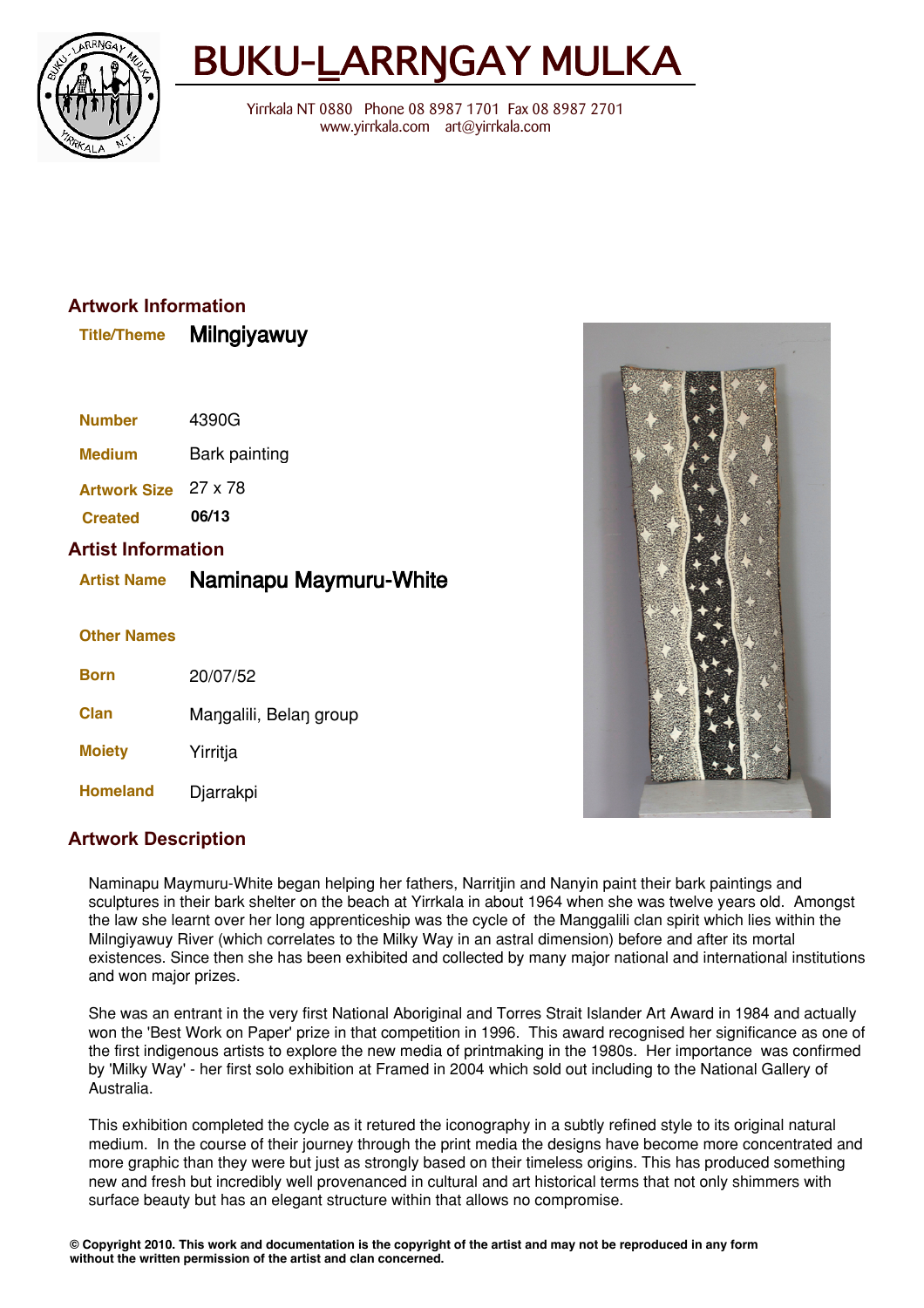# BUKU-LARRŊGAY MULKA

Yirrkala NT 0880 Phone 08 8987 1701 Fax 08 8987 2701
www.yirrkala.com art@yirrkala.com

## Artwork Information

| | |
|---|---|
| **Title/Theme** | **Milngiyawuy** |
| **Number** | 4390G |
| **Medium** | Bark painting |
| **Artwork Size** | 27 x 78 |
| **Created** | **06/13** |

## Artist Information

| | |
|---|---|
| **Artist Name** | **Naminapu Maymuru-White** |
| **Other Names** | |
| **Born** | 20/07/52 |
| **Clan** | Maŋgalili, Belaŋ group |
| **Moiety** | Yirritja |
| **Homeland** | Djarrakpi |

## Artwork Description

Naminapu Maymuru-White began helping her fathers, Narritjin and Nanyin paint their bark paintings and sculptures in their bark shelter on the beach at Yirrkala in about 1964 when she was twelve years old. Amongst the law she learnt over her long apprenticeship was the cycle of the Manggalili clan spirit which lies within the Milngiyawuy River (which correlates to the Milky Way in an astral dimension) before and after its mortal existences. Since then she has been exhibited and collected by many major national and international institutions and won major prizes.

She was an entrant in the very first National Aboriginal and Torres Strait Islander Art Award in 1984 and actually won the 'Best Work on Paper' prize in that competition in 1996. This award recognised her significance as one of the first indigenous artists to explore the new media of printmaking in the 1980s. Her importance was confirmed by 'Milky Way' - her first solo exhibition at Framed in 2004 which sold out including to the National Gallery of Australia.

This exhibition completed the cycle as it retured the iconography in a subtly refined style to its original natural medium. In the course of their journey through the print media the designs have become more concentrated and more graphic than they were but just as strongly based on their timeless origins. This has produced something new and fresh but incredibly well provenanced in cultural and art historical terms that not only shimmers with surface beauty but has an elegant structure within that allows no compromise.

**© Copyright 2010. This work and documentation is the copyright of the artist and may not be reproduced in any form without the written permission of the artist and clan concerned.**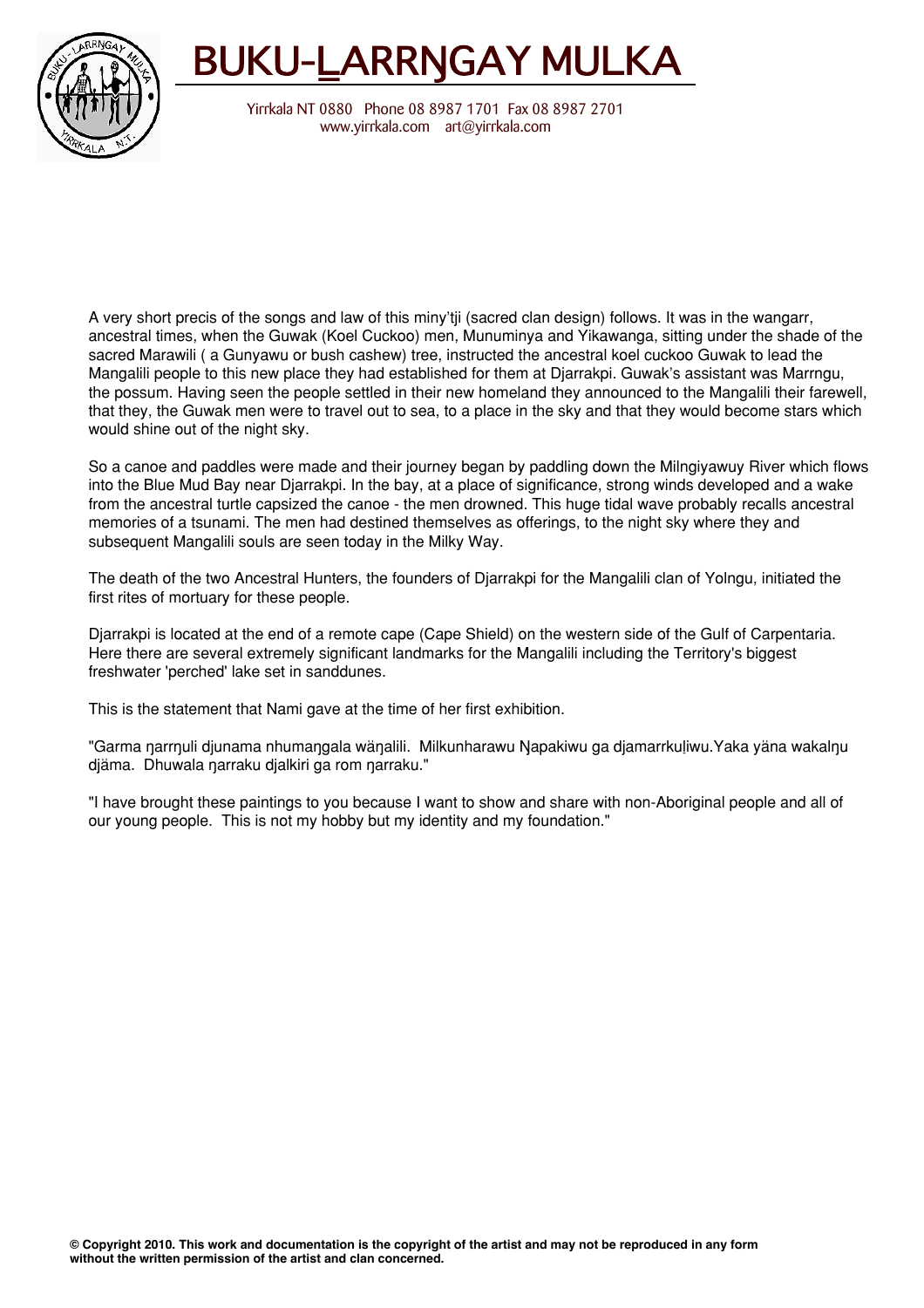A very short precis of the songs and law of this miny'tji (sacred clan design) follows. It was in the wangarr, ancestral times, when the Guwak (Koel Cuckoo) men, Munuminya and Yikawanga, sitting under the shade of the sacred Marawili ( a Gunyawu or bush cashew) tree, instructed the ancestral koel cuckoo Guwak to lead the Mangalili people to this new place they had established for them at Djarrakpi. Guwak's assistant was Marrngu, the possum. Having seen the people settled in their new homeland they announced to the Mangalili their farewell, that they, the Guwak men were to travel out to sea, to a place in the sky and that they would become stars which would shine out of the night sky.

So a canoe and paddles were made and their journey began by paddling down the Milngiyawuy River which flows into the Blue Mud Bay near Djarrakpi. In the bay, at a place of significance, strong winds developed and a wake from the ancestral turtle capsized the canoe - the men drowned. This huge tidal wave probably recalls ancestral memories of a tsunami. The men had destined themselves as offerings, to the night sky where they and subsequent Mangalili souls are seen today in the Milky Way.

The death of the two Ancestral Hunters, the founders of Djarrakpi for the Mangalili clan of Yolngu, initiated the first rites of mortuary for these people.

Djarrakpi is located at the end of a remote cape (Cape Shield) on the western side of the Gulf of Carpentaria. Here there are several extremely significant landmarks for the Mangalili including the Territory's biggest freshwater 'perched' lake set in sanddunes.

This is the statement that Nami gave at the time of her first exhibition.

"Garma ŋarrŋuli djunama nhumaŋgala wäŋalili. Milkunharawu Ŋapakiwu ga djamarrkuḻiwu.Yaka yäna wakalŋu djäma. Dhuwala ŋarraku djalkiri ga rom ŋarraku."

"I have brought these paintings to you because I want to show and share with non-Aboriginal people and all of our young people. This is not my hobby but my identity and my foundation."

**© Copyright 2010. This work and documentation is the copyright of the artist and may not be reproduced in any form without the written permission of the artist and clan concerned.**